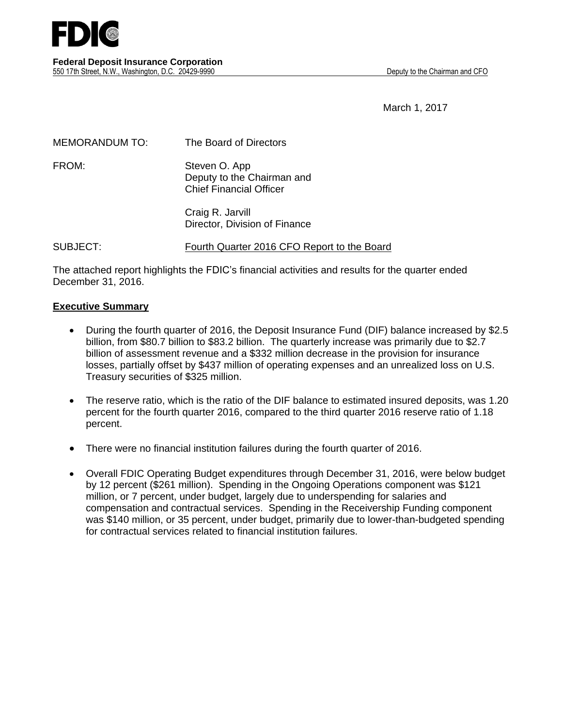FDIC

**Federal Deposit Insurance Corporation**
550 17th Street, N.W., Washington, D.C. 20429-9990 — Deputy to the Chairman and CFO

March 1, 2017

MEMORANDUM TO: The Board of Directors

FROM: Steven O. App
Deputy to the Chairman and
Chief Financial Officer

Craig R. Jarvill
Director, Division of Finance

SUBJECT: Fourth Quarter 2016 CFO Report to the Board

The attached report highlights the FDIC's financial activities and results for the quarter ended December 31, 2016.

## Executive Summary

- During the fourth quarter of 2016, the Deposit Insurance Fund (DIF) balance increased by $2.5 billion, from $80.7 billion to $83.2 billion. The quarterly increase was primarily due to $2.7 billion of assessment revenue and a $332 million decrease in the provision for insurance losses, partially offset by $437 million of operating expenses and an unrealized loss on U.S. Treasury securities of $325 million.
- The reserve ratio, which is the ratio of the DIF balance to estimated insured deposits, was 1.20 percent for the fourth quarter 2016, compared to the third quarter 2016 reserve ratio of 1.18 percent.
- There were no financial institution failures during the fourth quarter of 2016.
- Overall FDIC Operating Budget expenditures through December 31, 2016, were below budget by 12 percent ($261 million). Spending in the Ongoing Operations component was $121 million, or 7 percent, under budget, largely due to underspending for salaries and compensation and contractual services. Spending in the Receivership Funding component was $140 million, or 35 percent, under budget, primarily due to lower-than-budgeted spending for contractual services related to financial institution failures.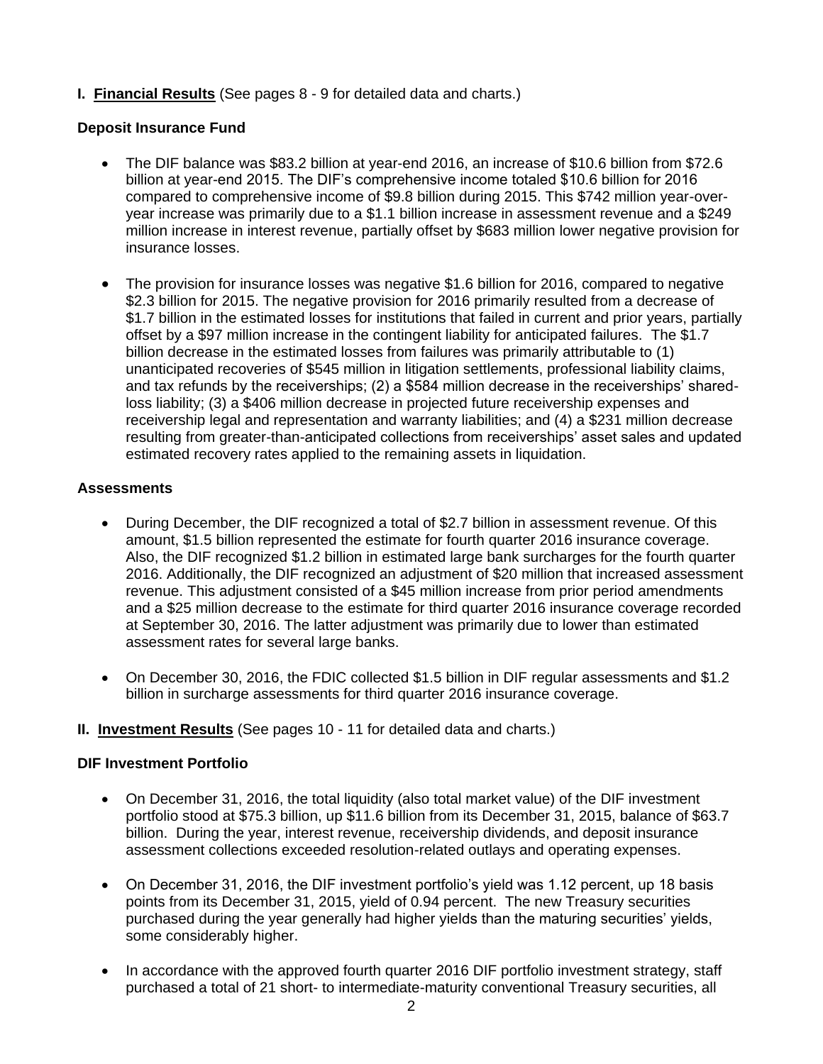**I. <u>Financial Results</u>** (See pages 8 - 9 for detailed data and charts.)

**Deposit Insurance Fund**

- The DIF balance was $83.2 billion at year-end 2016, an increase of $10.6 billion from $72.6 billion at year-end 2015. The DIF's comprehensive income totaled $10.6 billion for 2016 compared to comprehensive income of $9.8 billion during 2015. This $742 million year-over-year increase was primarily due to a $1.1 billion increase in assessment revenue and a $249 million increase in interest revenue, partially offset by $683 million lower negative provision for insurance losses.

- The provision for insurance losses was negative $1.6 billion for 2016, compared to negative $2.3 billion for 2015. The negative provision for 2016 primarily resulted from a decrease of $1.7 billion in the estimated losses for institutions that failed in current and prior years, partially offset by a $97 million increase in the contingent liability for anticipated failures. The $1.7 billion decrease in the estimated losses from failures was primarily attributable to (1) unanticipated recoveries of $545 million in litigation settlements, professional liability claims, and tax refunds by the receiverships; (2) a $584 million decrease in the receiverships' shared-loss liability; (3) a $406 million decrease in projected future receivership expenses and receivership legal and representation and warranty liabilities; and (4) a $231 million decrease resulting from greater-than-anticipated collections from receiverships' asset sales and updated estimated recovery rates applied to the remaining assets in liquidation.

**Assessments**

- During December, the DIF recognized a total of $2.7 billion in assessment revenue. Of this amount, $1.5 billion represented the estimate for fourth quarter 2016 insurance coverage. Also, the DIF recognized $1.2 billion in estimated large bank surcharges for the fourth quarter 2016. Additionally, the DIF recognized an adjustment of $20 million that increased assessment revenue. This adjustment consisted of a $45 million increase from prior period amendments and a $25 million decrease to the estimate for third quarter 2016 insurance coverage recorded at September 30, 2016. The latter adjustment was primarily due to lower than estimated assessment rates for several large banks.

- On December 30, 2016, the FDIC collected $1.5 billion in DIF regular assessments and $1.2 billion in surcharge assessments for third quarter 2016 insurance coverage.

**II. <u>Investment Results</u>** (See pages 10 - 11 for detailed data and charts.)

**DIF Investment Portfolio**

- On December 31, 2016, the total liquidity (also total market value) of the DIF investment portfolio stood at $75.3 billion, up $11.6 billion from its December 31, 2015, balance of $63.7 billion. During the year, interest revenue, receivership dividends, and deposit insurance assessment collections exceeded resolution-related outlays and operating expenses.

- On December 31, 2016, the DIF investment portfolio's yield was 1.12 percent, up 18 basis points from its December 31, 2015, yield of 0.94 percent. The new Treasury securities purchased during the year generally had higher yields than the maturing securities' yields, some considerably higher.

- In accordance with the approved fourth quarter 2016 DIF portfolio investment strategy, staff purchased a total of 21 short- to intermediate-maturity conventional Treasury securities, all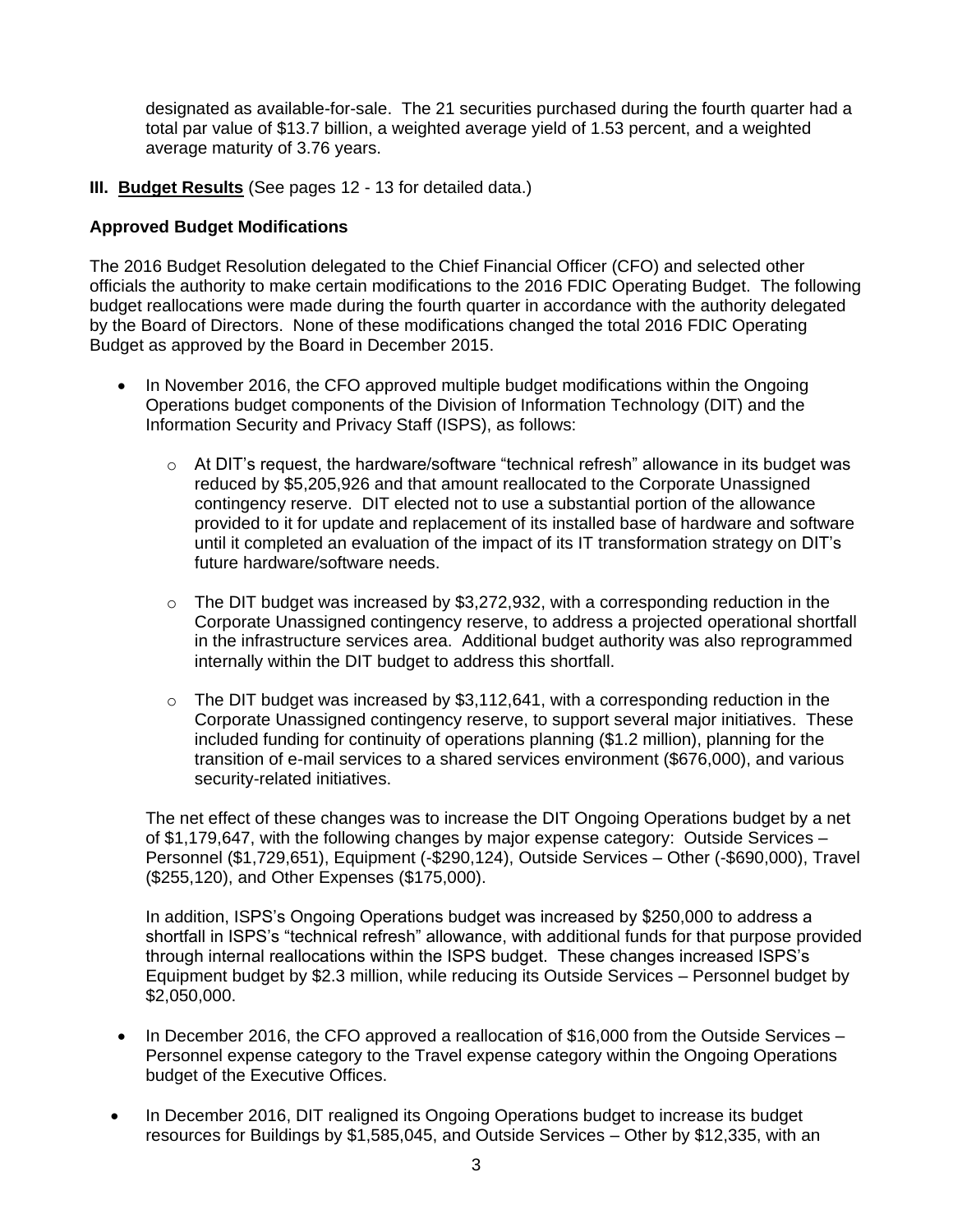designated as available-for-sale. The 21 securities purchased during the fourth quarter had a total par value of $13.7 billion, a weighted average yield of 1.53 percent, and a weighted average maturity of 3.76 years.

**III. <u>Budget Results</u>** (See pages 12 - 13 for detailed data.)

**Approved Budget Modifications**

The 2016 Budget Resolution delegated to the Chief Financial Officer (CFO) and selected other officials the authority to make certain modifications to the 2016 FDIC Operating Budget. The following budget reallocations were made during the fourth quarter in accordance with the authority delegated by the Board of Directors. None of these modifications changed the total 2016 FDIC Operating Budget as approved by the Board in December 2015.

- In November 2016, the CFO approved multiple budget modifications within the Ongoing Operations budget components of the Division of Information Technology (DIT) and the Information Security and Privacy Staff (ISPS), as follows:

    - At DIT's request, the hardware/software "technical refresh" allowance in its budget was reduced by $5,205,926 and that amount reallocated to the Corporate Unassigned contingency reserve. DIT elected not to use a substantial portion of the allowance provided to it for update and replacement of its installed base of hardware and software until it completed an evaluation of the impact of its IT transformation strategy on DIT's future hardware/software needs.

    - The DIT budget was increased by $3,272,932, with a corresponding reduction in the Corporate Unassigned contingency reserve, to address a projected operational shortfall in the infrastructure services area. Additional budget authority was also reprogrammed internally within the DIT budget to address this shortfall.

    - The DIT budget was increased by $3,112,641, with a corresponding reduction in the Corporate Unassigned contingency reserve, to support several major initiatives. These included funding for continuity of operations planning ($1.2 million), planning for the transition of e-mail services to a shared services environment ($676,000), and various security-related initiatives.

  The net effect of these changes was to increase the DIT Ongoing Operations budget by a net of $1,179,647, with the following changes by major expense category: Outside Services – Personnel ($1,729,651), Equipment (-$290,124), Outside Services – Other (-$690,000), Travel ($255,120), and Other Expenses ($175,000).

  In addition, ISPS's Ongoing Operations budget was increased by $250,000 to address a shortfall in ISPS's "technical refresh" allowance, with additional funds for that purpose provided through internal reallocations within the ISPS budget. These changes increased ISPS's Equipment budget by $2.3 million, while reducing its Outside Services – Personnel budget by $2,050,000.

- In December 2016, the CFO approved a reallocation of $16,000 from the Outside Services – Personnel expense category to the Travel expense category within the Ongoing Operations budget of the Executive Offices.

- In December 2016, DIT realigned its Ongoing Operations budget to increase its budget resources for Buildings by $1,585,045, and Outside Services – Other by $12,335, with an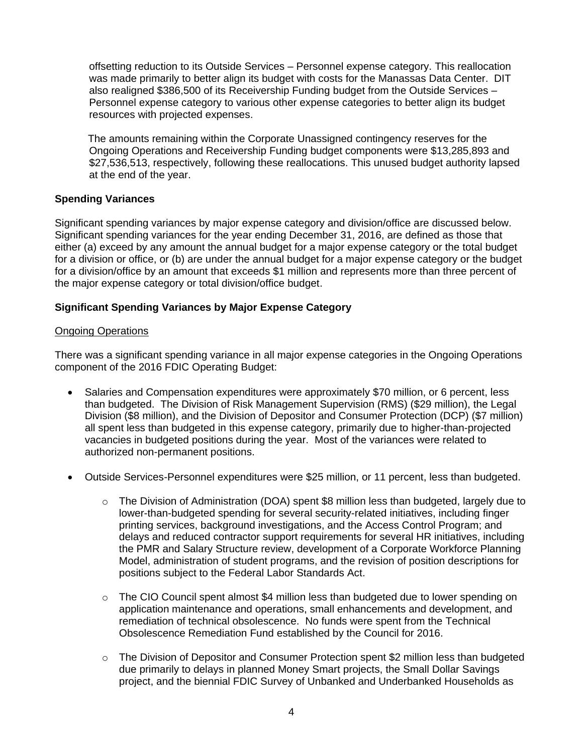offsetting reduction to its Outside Services – Personnel expense category. This reallocation was made primarily to better align its budget with costs for the Manassas Data Center. DIT also realigned $386,500 of its Receivership Funding budget from the Outside Services – Personnel expense category to various other expense categories to better align its budget resources with projected expenses.

The amounts remaining within the Corporate Unassigned contingency reserves for the Ongoing Operations and Receivership Funding budget components were $13,285,893 and $27,536,513, respectively, following these reallocations. This unused budget authority lapsed at the end of the year.

**Spending Variances**

Significant spending variances by major expense category and division/office are discussed below. Significant spending variances for the year ending December 31, 2016, are defined as those that either (a) exceed by any amount the annual budget for a major expense category or the total budget for a division or office, or (b) are under the annual budget for a major expense category or the budget for a division/office by an amount that exceeds $1 million and represents more than three percent of the major expense category or total division/office budget.

**Significant Spending Variances by Major Expense Category**

<u>Ongoing Operations</u>

There was a significant spending variance in all major expense categories in the Ongoing Operations component of the 2016 FDIC Operating Budget:

- Salaries and Compensation expenditures were approximately $70 million, or 6 percent, less than budgeted. The Division of Risk Management Supervision (RMS) ($29 million), the Legal Division ($8 million), and the Division of Depositor and Consumer Protection (DCP) ($7 million) all spent less than budgeted in this expense category, primarily due to higher-than-projected vacancies in budgeted positions during the year. Most of the variances were related to authorized non-permanent positions.
- Outside Services-Personnel expenditures were $25 million, or 11 percent, less than budgeted.
    - The Division of Administration (DOA) spent $8 million less than budgeted, largely due to lower-than-budgeted spending for several security-related initiatives, including finger printing services, background investigations, and the Access Control Program; and delays and reduced contractor support requirements for several HR initiatives, including the PMR and Salary Structure review, development of a Corporate Workforce Planning Model, administration of student programs, and the revision of position descriptions for positions subject to the Federal Labor Standards Act.
    - The CIO Council spent almost $4 million less than budgeted due to lower spending on application maintenance and operations, small enhancements and development, and remediation of technical obsolescence. No funds were spent from the Technical Obsolescence Remediation Fund established by the Council for 2016.
    - The Division of Depositor and Consumer Protection spent $2 million less than budgeted due primarily to delays in planned Money Smart projects, the Small Dollar Savings project, and the biennial FDIC Survey of Unbanked and Underbanked Households as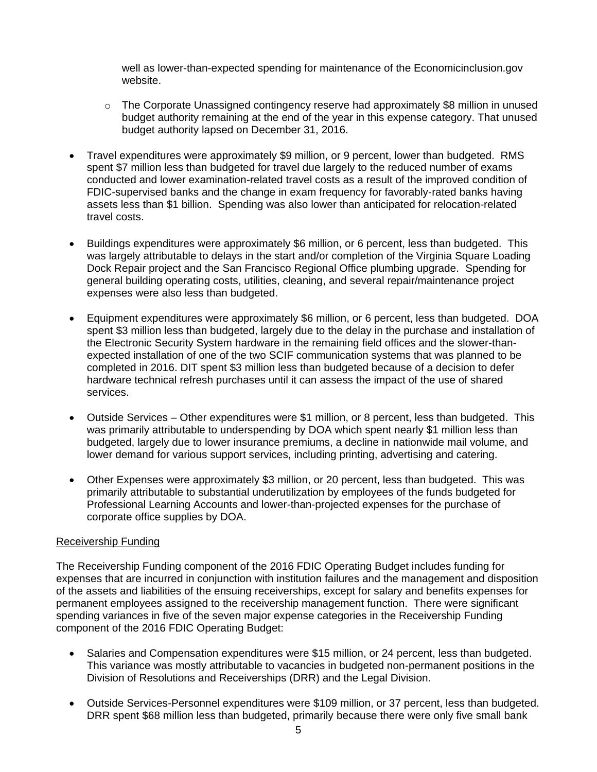well as lower-than-expected spending for maintenance of the Economicinclusion.gov website.

  - The Corporate Unassigned contingency reserve had approximately $8 million in unused budget authority remaining at the end of the year in this expense category. That unused budget authority lapsed on December 31, 2016.

- Travel expenditures were approximately $9 million, or 9 percent, lower than budgeted. RMS spent $7 million less than budgeted for travel due largely to the reduced number of exams conducted and lower examination-related travel costs as a result of the improved condition of FDIC-supervised banks and the change in exam frequency for favorably-rated banks having assets less than $1 billion. Spending was also lower than anticipated for relocation-related travel costs.

- Buildings expenditures were approximately $6 million, or 6 percent, less than budgeted. This was largely attributable to delays in the start and/or completion of the Virginia Square Loading Dock Repair project and the San Francisco Regional Office plumbing upgrade. Spending for general building operating costs, utilities, cleaning, and several repair/maintenance project expenses were also less than budgeted.

- Equipment expenditures were approximately $6 million, or 6 percent, less than budgeted. DOA spent $3 million less than budgeted, largely due to the delay in the purchase and installation of the Electronic Security System hardware in the remaining field offices and the slower-than-expected installation of one of the two SCIF communication systems that was planned to be completed in 2016. DIT spent $3 million less than budgeted because of a decision to defer hardware technical refresh purchases until it can assess the impact of the use of shared services.

- Outside Services – Other expenditures were $1 million, or 8 percent, less than budgeted. This was primarily attributable to underspending by DOA which spent nearly $1 million less than budgeted, largely due to lower insurance premiums, a decline in nationwide mail volume, and lower demand for various support services, including printing, advertising and catering.

- Other Expenses were approximately $3 million, or 20 percent, less than budgeted. This was primarily attributable to substantial underutilization by employees of the funds budgeted for Professional Learning Accounts and lower-than-projected expenses for the purchase of corporate office supplies by DOA.

<u>Receivership Funding</u>

The Receivership Funding component of the 2016 FDIC Operating Budget includes funding for expenses that are incurred in conjunction with institution failures and the management and disposition of the assets and liabilities of the ensuing receiverships, except for salary and benefits expenses for permanent employees assigned to the receivership management function. There were significant spending variances in five of the seven major expense categories in the Receivership Funding component of the 2016 FDIC Operating Budget:

- Salaries and Compensation expenditures were $15 million, or 24 percent, less than budgeted. This variance was mostly attributable to vacancies in budgeted non-permanent positions in the Division of Resolutions and Receiverships (DRR) and the Legal Division.

- Outside Services-Personnel expenditures were $109 million, or 37 percent, less than budgeted. DRR spent $68 million less than budgeted, primarily because there were only five small bank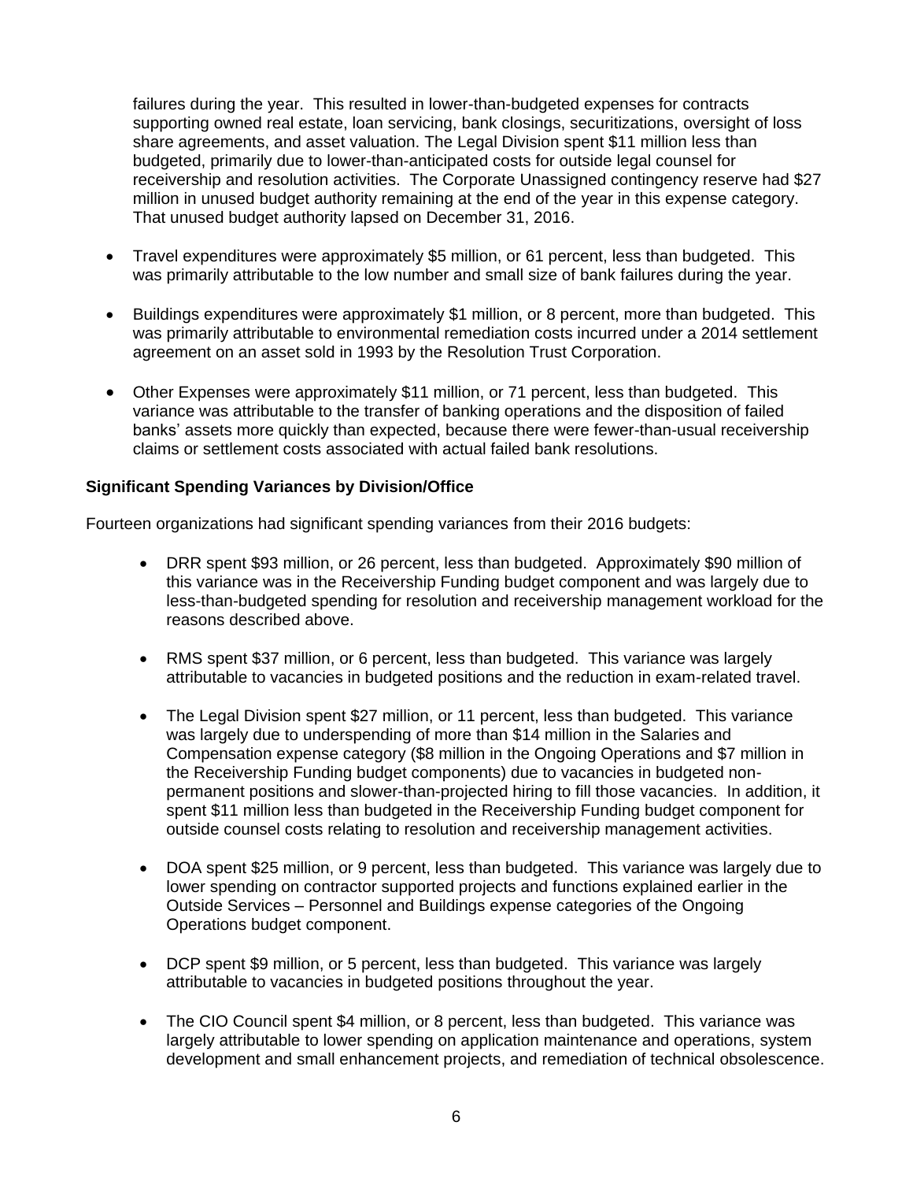failures during the year. This resulted in lower-than-budgeted expenses for contracts supporting owned real estate, loan servicing, bank closings, securitizations, oversight of loss share agreements, and asset valuation. The Legal Division spent $11 million less than budgeted, primarily due to lower-than-anticipated costs for outside legal counsel for receivership and resolution activities. The Corporate Unassigned contingency reserve had $27 million in unused budget authority remaining at the end of the year in this expense category. That unused budget authority lapsed on December 31, 2016.

- Travel expenditures were approximately $5 million, or 61 percent, less than budgeted. This was primarily attributable to the low number and small size of bank failures during the year.
- Buildings expenditures were approximately $1 million, or 8 percent, more than budgeted. This was primarily attributable to environmental remediation costs incurred under a 2014 settlement agreement on an asset sold in 1993 by the Resolution Trust Corporation.
- Other Expenses were approximately $11 million, or 71 percent, less than budgeted. This variance was attributable to the transfer of banking operations and the disposition of failed banks' assets more quickly than expected, because there were fewer-than-usual receivership claims or settlement costs associated with actual failed bank resolutions.

**Significant Spending Variances by Division/Office**

Fourteen organizations had significant spending variances from their 2016 budgets:

- DRR spent $93 million, or 26 percent, less than budgeted. Approximately $90 million of this variance was in the Receivership Funding budget component and was largely due to less-than-budgeted spending for resolution and receivership management workload for the reasons described above.
- RMS spent $37 million, or 6 percent, less than budgeted. This variance was largely attributable to vacancies in budgeted positions and the reduction in exam-related travel.
- The Legal Division spent $27 million, or 11 percent, less than budgeted. This variance was largely due to underspending of more than $14 million in the Salaries and Compensation expense category ($8 million in the Ongoing Operations and $7 million in the Receivership Funding budget components) due to vacancies in budgeted non-permanent positions and slower-than-projected hiring to fill those vacancies. In addition, it spent $11 million less than budgeted in the Receivership Funding budget component for outside counsel costs relating to resolution and receivership management activities.
- DOA spent $25 million, or 9 percent, less than budgeted. This variance was largely due to lower spending on contractor supported projects and functions explained earlier in the Outside Services – Personnel and Buildings expense categories of the Ongoing Operations budget component.
- DCP spent $9 million, or 5 percent, less than budgeted. This variance was largely attributable to vacancies in budgeted positions throughout the year.
- The CIO Council spent $4 million, or 8 percent, less than budgeted. This variance was largely attributable to lower spending on application maintenance and operations, system development and small enhancement projects, and remediation of technical obsolescence.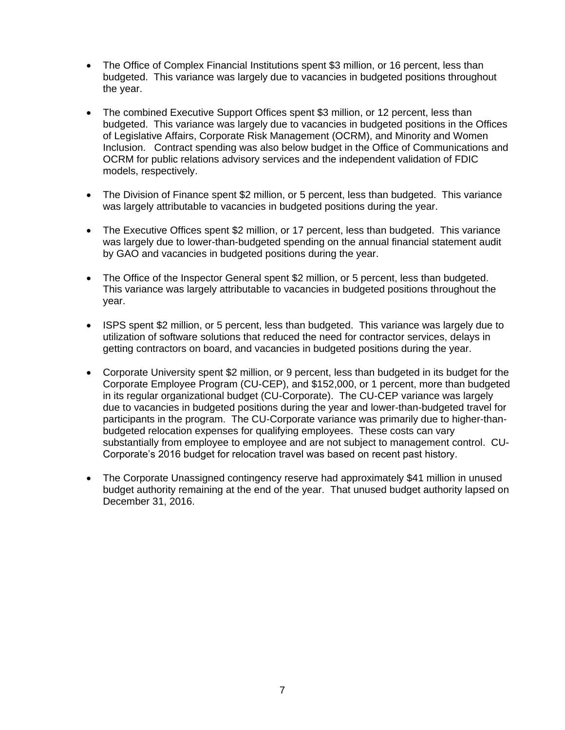- The Office of Complex Financial Institutions spent $3 million, or 16 percent, less than budgeted. This variance was largely due to vacancies in budgeted positions throughout the year.

- The combined Executive Support Offices spent $3 million, or 12 percent, less than budgeted. This variance was largely due to vacancies in budgeted positions in the Offices of Legislative Affairs, Corporate Risk Management (OCRM), and Minority and Women Inclusion. Contract spending was also below budget in the Office of Communications and OCRM for public relations advisory services and the independent validation of FDIC models, respectively.

- The Division of Finance spent $2 million, or 5 percent, less than budgeted. This variance was largely attributable to vacancies in budgeted positions during the year.

- The Executive Offices spent $2 million, or 17 percent, less than budgeted. This variance was largely due to lower-than-budgeted spending on the annual financial statement audit by GAO and vacancies in budgeted positions during the year.

- The Office of the Inspector General spent $2 million, or 5 percent, less than budgeted. This variance was largely attributable to vacancies in budgeted positions throughout the year.

- ISPS spent $2 million, or 5 percent, less than budgeted. This variance was largely due to utilization of software solutions that reduced the need for contractor services, delays in getting contractors on board, and vacancies in budgeted positions during the year.

- Corporate University spent $2 million, or 9 percent, less than budgeted in its budget for the Corporate Employee Program (CU-CEP), and $152,000, or 1 percent, more than budgeted in its regular organizational budget (CU-Corporate). The CU-CEP variance was largely due to vacancies in budgeted positions during the year and lower-than-budgeted travel for participants in the program. The CU-Corporate variance was primarily due to higher-than-budgeted relocation expenses for qualifying employees. These costs can vary substantially from employee to employee and are not subject to management control. CU-Corporate's 2016 budget for relocation travel was based on recent past history.

- The Corporate Unassigned contingency reserve had approximately $41 million in unused budget authority remaining at the end of the year. That unused budget authority lapsed on December 31, 2016.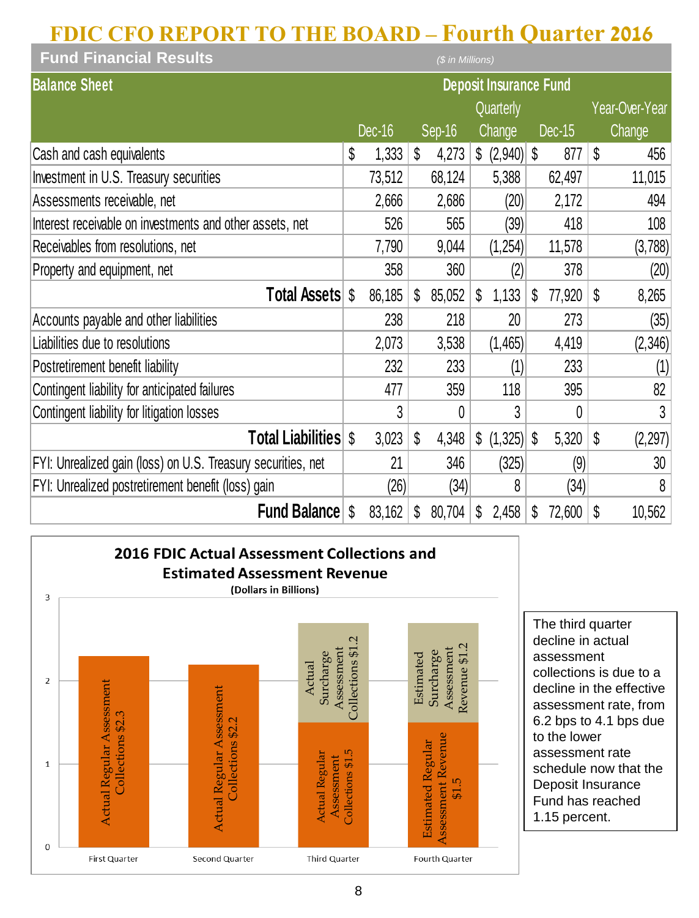# FDIC CFO REPORT TO THE BOARD – Fourth Quarter 2016

## Fund Financial Results

*($ in Millions)*

| Balance Sheet | Deposit Insurance Fund | | | | |
|---|---|---|---|---|---|
| | Dec-16 | Sep-16 | Quarterly Change | Dec-15 | Year-Over-Year Change |
| Cash and cash equivalents | $ 1,333 | $ 4,273 | $ (2,940) | $ 877 | $ 456 |
| Investment in U.S. Treasury securities | 73,512 | 68,124 | 5,388 | 62,497 | 11,015 |
| Assessments receivable, net | 2,666 | 2,686 | (20) | 2,172 | 494 |
| Interest receivable on investments and other assets, net | 526 | 565 | (39) | 418 | 108 |
| Receivables from resolutions, net | 7,790 | 9,044 | (1,254) | 11,578 | (3,788) |
| Property and equipment, net | 358 | 360 | (2) | 378 | (20) |
| **Total Assets** | $ 86,185 | $ 85,052 | $ 1,133 | $ 77,920 | $ 8,265 |
| Accounts payable and other liabilities | 238 | 218 | 20 | 273 | (35) |
| Liabilities due to resolutions | 2,073 | 3,538 | (1,465) | 4,419 | (2,346) |
| Postretirement benefit liability | 232 | 233 | (1) | 233 | (1) |
| Contingent liability for anticipated failures | 477 | 359 | 118 | 395 | 82 |
| Contingent liability for litigation losses | 3 | 0 | 3 | 0 | 3 |
| **Total Liabilities** | $ 3,023 | $ 4,348 | $ (1,325) | $ 5,320 | $ (2,297) |
| FYI: Unrealized gain (loss) on U.S. Treasury securities, net | 21 | 346 | (325) | (9) | 30 |
| FYI: Unrealized postretirement benefit (loss) gain | (26) | (34) | 8 | (34) | 8 |
| **Fund Balance** | $ 83,162 | $ 80,704 | $ 2,458 | $ 72,600 | $ 10,562 |

**2016 FDIC Actual Assessment Collections and Estimated Assessment Revenue**
(Dollars in Billions)

| Quarter | Regular Assessment | Surcharge Assessment |
|---|---|---|
| First Quarter | Actual Regular Assessment Collections $2.3 | |
| Second Quarter | Actual Regular Assessment Collections $2.2 | |
| Third Quarter | Actual Regular Assessment Collections $1.5 | Actual Surcharge Assessment Collections $1.2 |
| Fourth Quarter | Estimated Regular Assessment Revenue $1.5 | Estimated Surcharge Assessment Revenue $1.2 |

The third quarter decline in actual assessment collections is due to a decline in the effective assessment rate, from 6.2 bps to 4.1 bps due to the lower assessment rate schedule now that the Deposit Insurance Fund has reached 1.15 percent.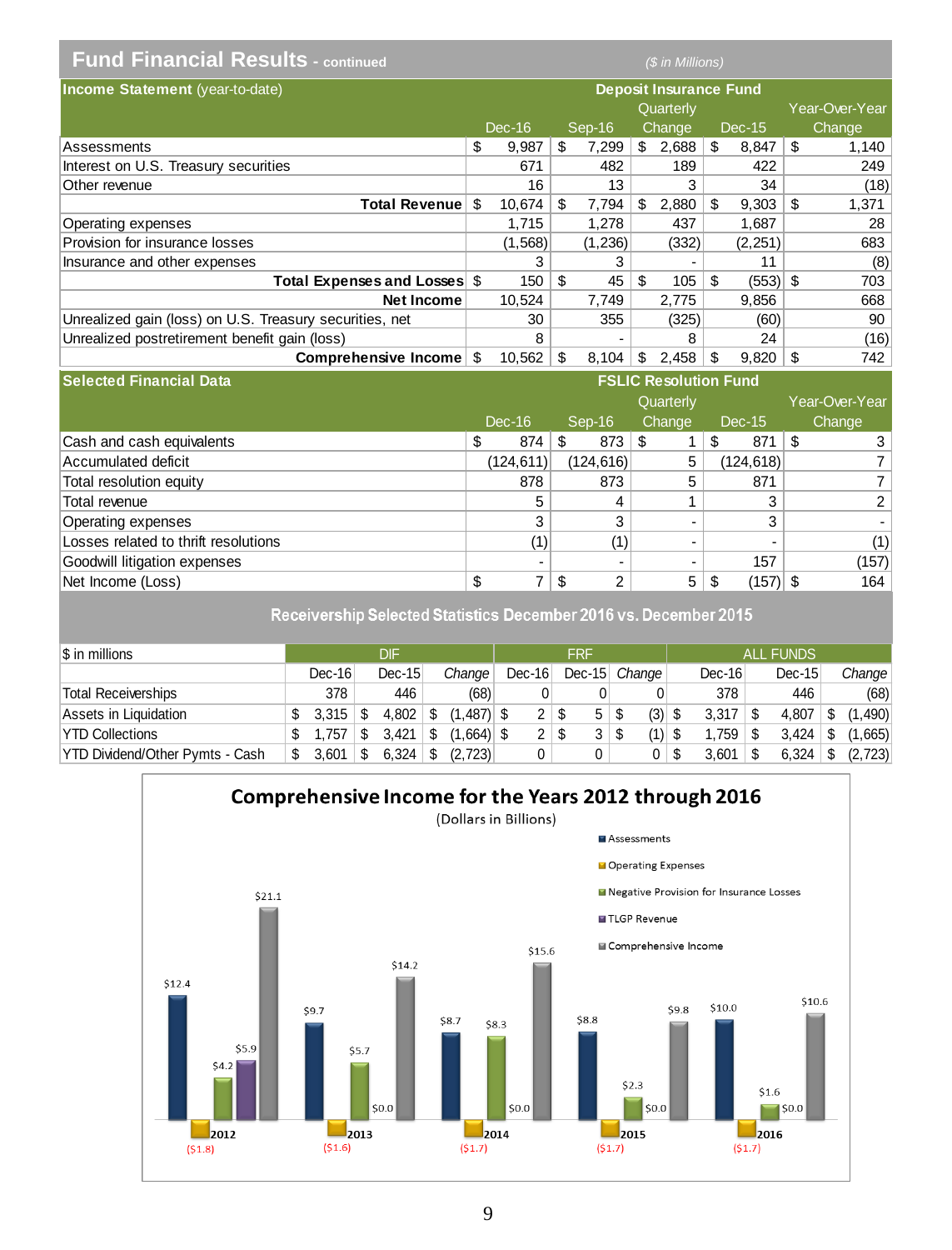## Fund Financial Results - continued

($ in Millions)

| Income Statement (year-to-date) | Deposit Insurance Fund | | | | |
|---|---|---|---|---|---|
| | Dec-16 | Sep-16 | Quarterly Change | Dec-15 | Year-Over-Year Change |
| Assessments | $ 9,987 | $ 7,299 | $ 2,688 | $ 8,847 | $ 1,140 |
| Interest on U.S. Treasury securities | 671 | 482 | 189 | 422 | 249 |
| Other revenue | 16 | 13 | 3 | 34 | (18) |
| **Total Revenue** | $ 10,674 | $ 7,794 | $ 2,880 | $ 9,303 | $ 1,371 |
| Operating expenses | 1,715 | 1,278 | 437 | 1,687 | 28 |
| Provision for insurance losses | (1,568) | (1,236) | (332) | (2,251) | 683 |
| Insurance and other expenses | 3 | 3 | - | 11 | (8) |
| **Total Expenses and Losses** | $ 150 | $ 45 | $ 105 | $ (553) | $ 703 |
| **Net Income** | 10,524 | 7,749 | 2,775 | 9,856 | 668 |
| Unrealized gain (loss) on U.S. Treasury securities, net | 30 | 355 | (325) | (60) | 90 |
| Unrealized postretirement benefit gain (loss) | 8 | - | 8 | 24 | (16) |
| **Comprehensive Income** | $ 10,562 | $ 8,104 | $ 2,458 | $ 9,820 | $ 742 |

| Selected Financial Data | FSLIC Resolution Fund | | | | |
|---|---|---|---|---|---|
| | Dec-16 | Sep-16 | Quarterly Change | Dec-15 | Year-Over-Year Change |
| Cash and cash equivalents | $ 874 | $ 873 | $ 1 | $ 871 | $ 3 |
| Accumulated deficit | (124,611) | (124,616) | 5 | (124,618) | 7 |
| Total resolution equity | 878 | 873 | 5 | 871 | 7 |
| Total revenue | 5 | 4 | 1 | 3 | 2 |
| Operating expenses | 3 | 3 | - | 3 | - |
| Losses related to thrift resolutions | (1) | (1) | - | - | (1) |
| Goodwill litigation expenses | - | - | - | 157 | (157) |
| Net Income (Loss) | $ 7 | $ 2 | 5 | $ (157) | $ 164 |

### Receivership Selected Statistics December 2016 vs. December 2015

| $ in millions | DIF | | | FRF | | | ALL FUNDS | | |
|---|---|---|---|---|---|---|---|---|---|
| | Dec-16 | Dec-15 | *Change* | Dec-16 | Dec-15 | *Change* | Dec-16 | Dec-15 | *Change* |
| Total Receiverships | 378 | 446 | (68) | 0 | 0 | 0 | 378 | 446 | (68) |
| Assets in Liquidation | $ 3,315 | $ 4,802 | $ (1,487) | $ 2 | $ 5 | $ (3) | $ 3,317 | $ 4,807 | $ (1,490) |
| YTD Collections | $ 1,757 | $ 3,421 | $ (1,664) | $ 2 | $ 3 | $ (1) | $ 1,759 | $ 3,424 | $ (1,665) |
| YTD Dividend/Other Pymts - Cash | $ 3,601 | $ 6,324 | $ (2,723) | 0 | 0 | 0 | $ 3,601 | $ 6,324 | $ (2,723) |

**Comprehensive Income for the Years 2012 through 2016**

(Dollars in Billions)

| Year | Assessments | Operating Expenses | Negative Provision for Insurance Losses | TLGP Revenue | Comprehensive Income |
|---|---|---|---|---|---|
| 2012 | $12.4 | ($1.8) | $4.2 | $5.9 | $21.1 |
| 2013 | $9.7 | ($1.6) | $5.7 | $0.0 | $14.2 |
| 2014 | $8.7 | ($1.7) | $8.3 | $0.0 | $15.6 |
| 2015 | $8.8 | ($1.7) | $2.3 | $0.0 | $9.8 |
| 2016 | $10.0 | ($1.7) | $1.6 | $0.0 | $10.6 |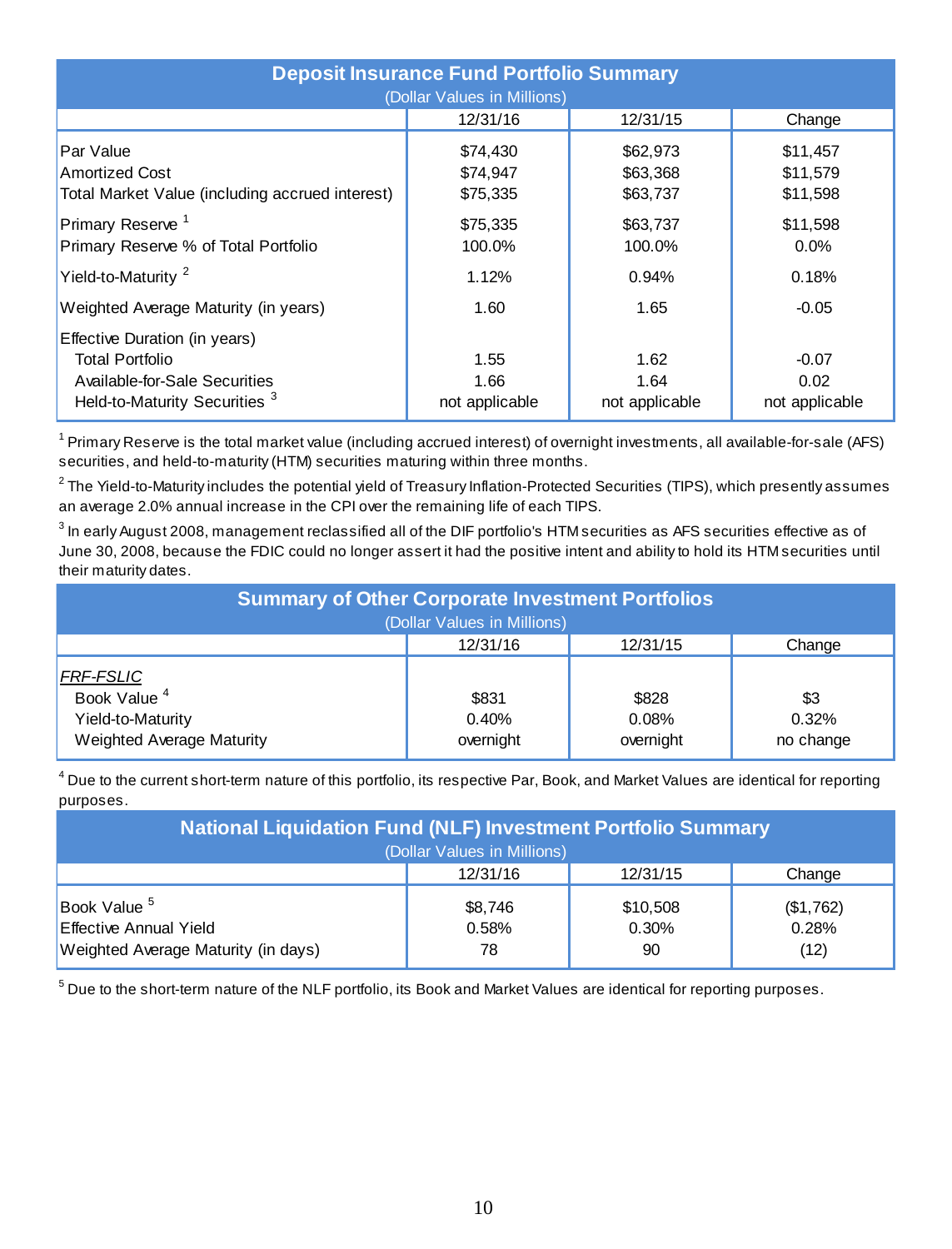## Deposit Insurance Fund Portfolio Summary

(Dollar Values in Millions)

| | 12/31/16 | 12/31/15 | Change |
|---|---|---|---|
| Par Value | $74,430 | $62,973 | $11,457 |
| Amortized Cost | $74,947 | $63,368 | $11,579 |
| Total Market Value (including accrued interest) | $75,335 | $63,737 | $11,598 |
| Primary Reserve [1] | $75,335 | $63,737 | $11,598 |
| Primary Reserve % of Total Portfolio | 100.0% | 100.0% | 0.0% |
| Yield-to-Maturity [2] | 1.12% | 0.94% | 0.18% |
| Weighted Average Maturity (in years) | 1.60 | 1.65 | -0.05 |
| Effective Duration (in years) | | | |
| Total Portfolio | 1.55 | 1.62 | -0.07 |
| Available-for-Sale Securities | 1.66 | 1.64 | 0.02 |
| Held-to-Maturity Securities [3] | not applicable | not applicable | not applicable |

[1] Primary Reserve is the total market value (including accrued interest) of overnight investments, all available-for-sale (AFS) securities, and held-to-maturity (HTM) securities maturing within three months.

[2] The Yield-to-Maturity includes the potential yield of Treasury Inflation-Protected Securities (TIPS), which presently assumes an average 2.0% annual increase in the CPI over the remaining life of each TIPS.

[3] In early August 2008, management reclassified all of the DIF portfolio's HTM securities as AFS securities effective as of June 30, 2008, because the FDIC could no longer assert it had the positive intent and ability to hold its HTM securities until their maturity dates.

## Summary of Other Corporate Investment Portfolios

(Dollar Values in Millions)

| | 12/31/16 | 12/31/15 | Change |
|---|---|---|---|
| *FRF-FSLIC* | | | |
| Book Value [4] | $831 | $828 | $3 |
| Yield-to-Maturity | 0.40% | 0.08% | 0.32% |
| Weighted Average Maturity | overnight | overnight | no change |

[4] Due to the current short-term nature of this portfolio, its respective Par, Book, and Market Values are identical for reporting purposes.

## National Liquidation Fund (NLF) Investment Portfolio Summary

(Dollar Values in Millions)

| | 12/31/16 | 12/31/15 | Change |
|---|---|---|---|
| Book Value [5] | $8,746 | $10,508 | ($1,762) |
| Effective Annual Yield | 0.58% | 0.30% | 0.28% |
| Weighted Average Maturity (in days) | 78 | 90 | (12) |

[5] Due to the short-term nature of the NLF portfolio, its Book and Market Values are identical for reporting purposes.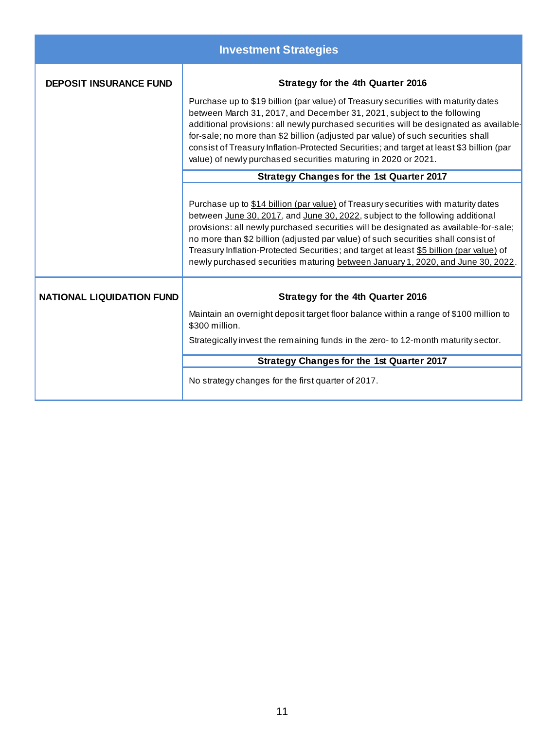## Investment Strategies

| | |
|---|---|
| **DEPOSIT INSURANCE FUND** | **Strategy for the 4th Quarter 2016**<br><br>Purchase up to $19 billion (par value) of Treasury securities with maturity dates between March 31, 2017, and December 31, 2021, subject to the following additional provisions: all newly purchased securities will be designated as available-for-sale; no more than $2 billion (adjusted par value) of such securities shall consist of Treasury Inflation-Protected Securities; and target at least $3 billion (par value) of newly purchased securities maturing in 2020 or 2021.<br><br>**Strategy Changes for the 1st Quarter 2017**<br><br>Purchase up to <u>$14 billion (par value)</u> of Treasury securities with maturity dates between <u>June 30, 2017</u>, and <u>June 30, 2022</u>, subject to the following additional provisions: all newly purchased securities will be designated as available-for-sale; no more than $2 billion (adjusted par value) of such securities shall consist of Treasury Inflation-Protected Securities; and target at least <u>$5 billion (par value)</u> of newly purchased securities maturing <u>between January 1, 2020, and June 30, 2022</u>. |
| **NATIONAL LIQUIDATION FUND** | **Strategy for the 4th Quarter 2016**<br><br>Maintain an overnight deposit target floor balance within a range of $100 million to $300 million.<br><br>Strategically invest the remaining funds in the zero- to 12-month maturity sector.<br><br>**Strategy Changes for the 1st Quarter 2017**<br><br>No strategy changes for the first quarter of 2017. |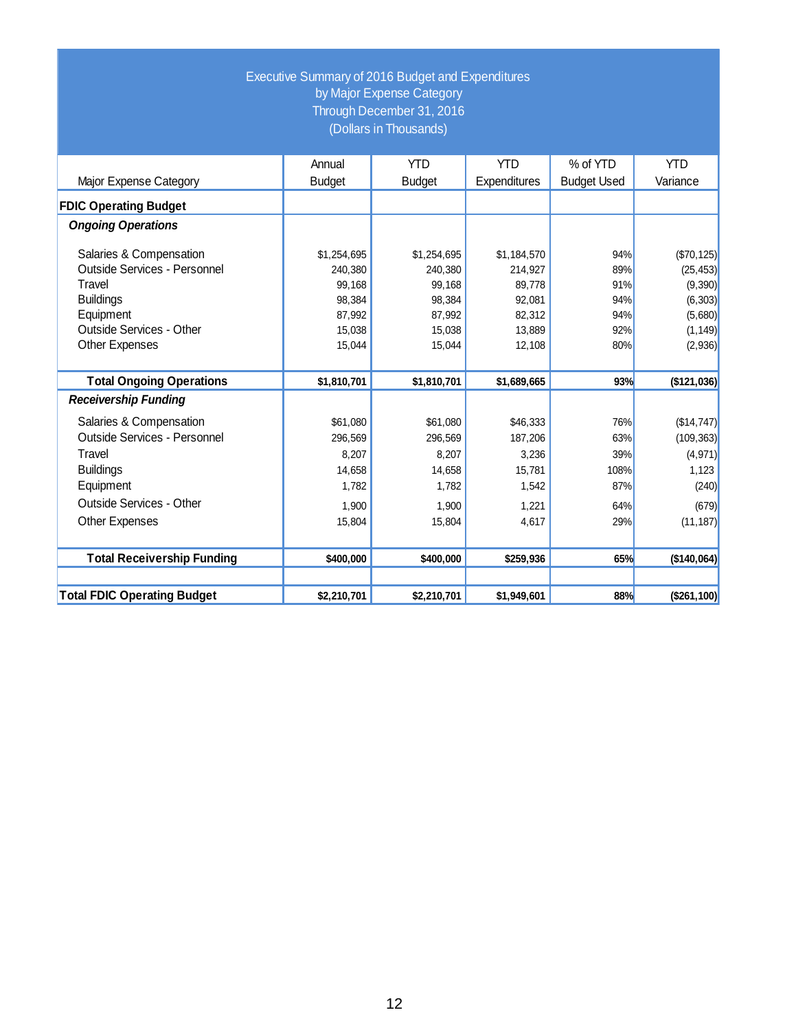## Executive Summary of 2016 Budget and Expenditures by Major Expense Category Through December 31, 2016 (Dollars in Thousands)

| Major Expense Category | Annual Budget | YTD Budget | YTD Expenditures | % of YTD Budget Used | YTD Variance |
|---|---|---|---|---|---|
| **FDIC Operating Budget** | | | | | |
| ***Ongoing Operations*** | | | | | |
| Salaries & Compensation | $1,254,695 | $1,254,695 | $1,184,570 | 94% | ($70,125) |
| Outside Services - Personnel | 240,380 | 240,380 | 214,927 | 89% | (25,453) |
| Travel | 99,168 | 99,168 | 89,778 | 91% | (9,390) |
| Buildings | 98,384 | 98,384 | 92,081 | 94% | (6,303) |
| Equipment | 87,992 | 87,992 | 82,312 | 94% | (5,680) |
| Outside Services - Other | 15,038 | 15,038 | 13,889 | 92% | (1,149) |
| Other Expenses | 15,044 | 15,044 | 12,108 | 80% | (2,936) |
| **Total Ongoing Operations** | **$1,810,701** | **$1,810,701** | **$1,689,665** | **93%** | **($121,036)** |
| ***Receivership Funding*** | | | | | |
| Salaries & Compensation | $61,080 | $61,080 | $46,333 | 76% | ($14,747) |
| Outside Services - Personnel | 296,569 | 296,569 | 187,206 | 63% | (109,363) |
| Travel | 8,207 | 8,207 | 3,236 | 39% | (4,971) |
| Buildings | 14,658 | 14,658 | 15,781 | 108% | 1,123 |
| Equipment | 1,782 | 1,782 | 1,542 | 87% | (240) |
| Outside Services - Other | 1,900 | 1,900 | 1,221 | 64% | (679) |
| Other Expenses | 15,804 | 15,804 | 4,617 | 29% | (11,187) |
| **Total Receivership Funding** | **$400,000** | **$400,000** | **$259,936** | **65%** | **($140,064)** |
| **Total FDIC Operating Budget** | **$2,210,701** | **$2,210,701** | **$1,949,601** | **88%** | **($261,100)** |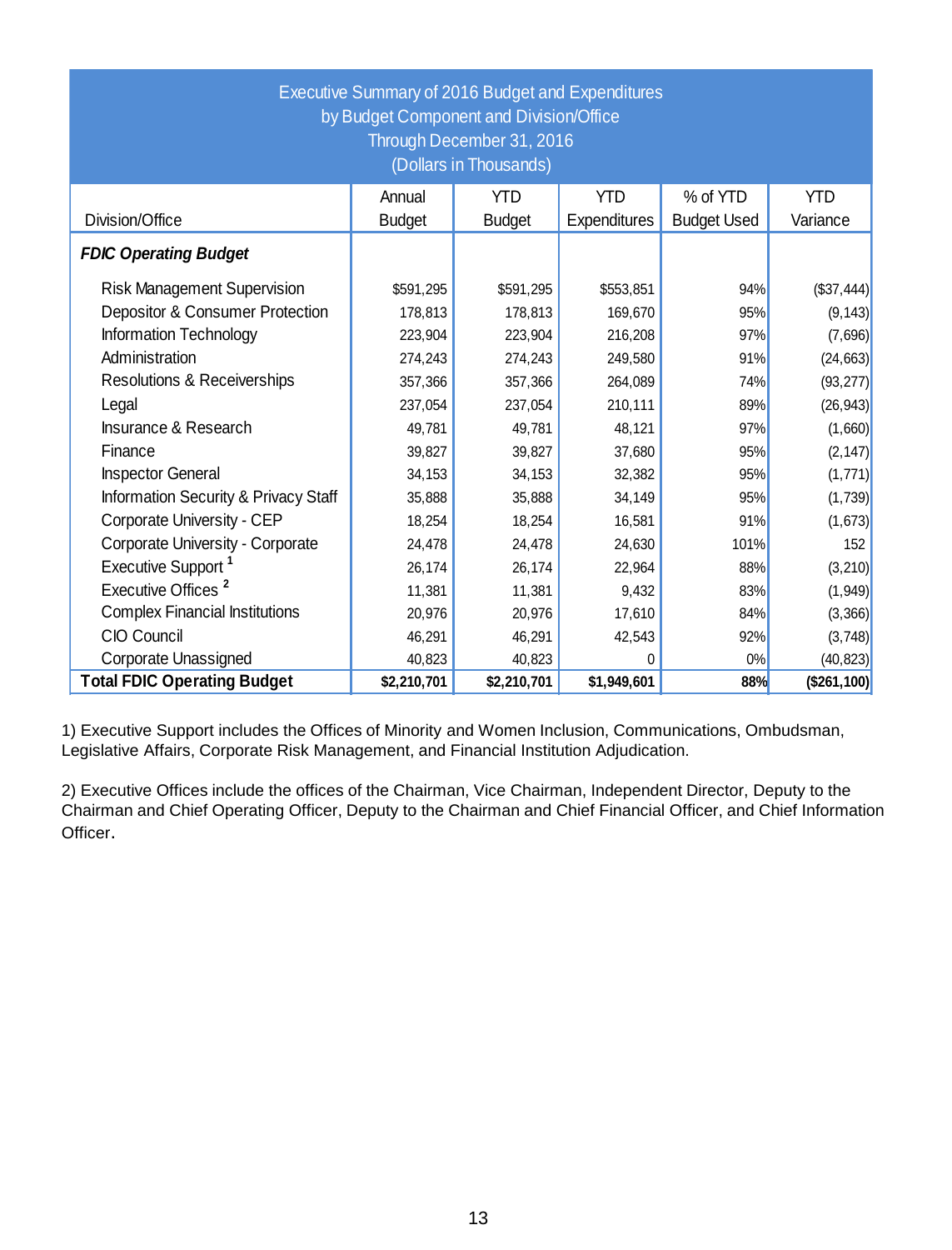| Executive Summary of 2016 Budget and Expenditures by Budget Component and Division/Office Through December 31, 2016 (Dollars in Thousands) | | | | | |
|---|---|---|---|---|---|
| Division/Office | Annual Budget | YTD Budget | YTD Expenditures | % of YTD Budget Used | YTD Variance |
| ***FDIC Operating Budget*** | | | | | |
| Risk Management Supervision | $591,295 | $591,295 | $553,851 | 94% | ($37,444) |
| Depositor & Consumer Protection | 178,813 | 178,813 | 169,670 | 95% | (9,143) |
| Information Technology | 223,904 | 223,904 | 216,208 | 97% | (7,696) |
| Administration | 274,243 | 274,243 | 249,580 | 91% | (24,663) |
| Resolutions & Receiverships | 357,366 | 357,366 | 264,089 | 74% | (93,277) |
| Legal | 237,054 | 237,054 | 210,111 | 89% | (26,943) |
| Insurance & Research | 49,781 | 49,781 | 48,121 | 97% | (1,660) |
| Finance | 39,827 | 39,827 | 37,680 | 95% | (2,147) |
| Inspector General | 34,153 | 34,153 | 32,382 | 95% | (1,771) |
| Information Security & Privacy Staff | 35,888 | 35,888 | 34,149 | 95% | (1,739) |
| Corporate University - CEP | 18,254 | 18,254 | 16,581 | 91% | (1,673) |
| Corporate University - Corporate | 24,478 | 24,478 | 24,630 | 101% | 152 |
| Executive Support [1] | 26,174 | 26,174 | 22,964 | 88% | (3,210) |
| Executive Offices [2] | 11,381 | 11,381 | 9,432 | 83% | (1,949) |
| Complex Financial Institutions | 20,976 | 20,976 | 17,610 | 84% | (3,366) |
| CIO Council | 46,291 | 46,291 | 42,543 | 92% | (3,748) |
| Corporate Unassigned | 40,823 | 40,823 | 0 | 0% | (40,823) |
| **Total FDIC Operating Budget** | **$2,210,701** | **$2,210,701** | **$1,949,601** | **88%** | **($261,100)** |

1) Executive Support includes the Offices of Minority and Women Inclusion, Communications, Ombudsman, Legislative Affairs, Corporate Risk Management, and Financial Institution Adjudication.

2) Executive Offices include the offices of the Chairman, Vice Chairman, Independent Director, Deputy to the Chairman and Chief Operating Officer, Deputy to the Chairman and Chief Financial Officer, and Chief Information Officer.